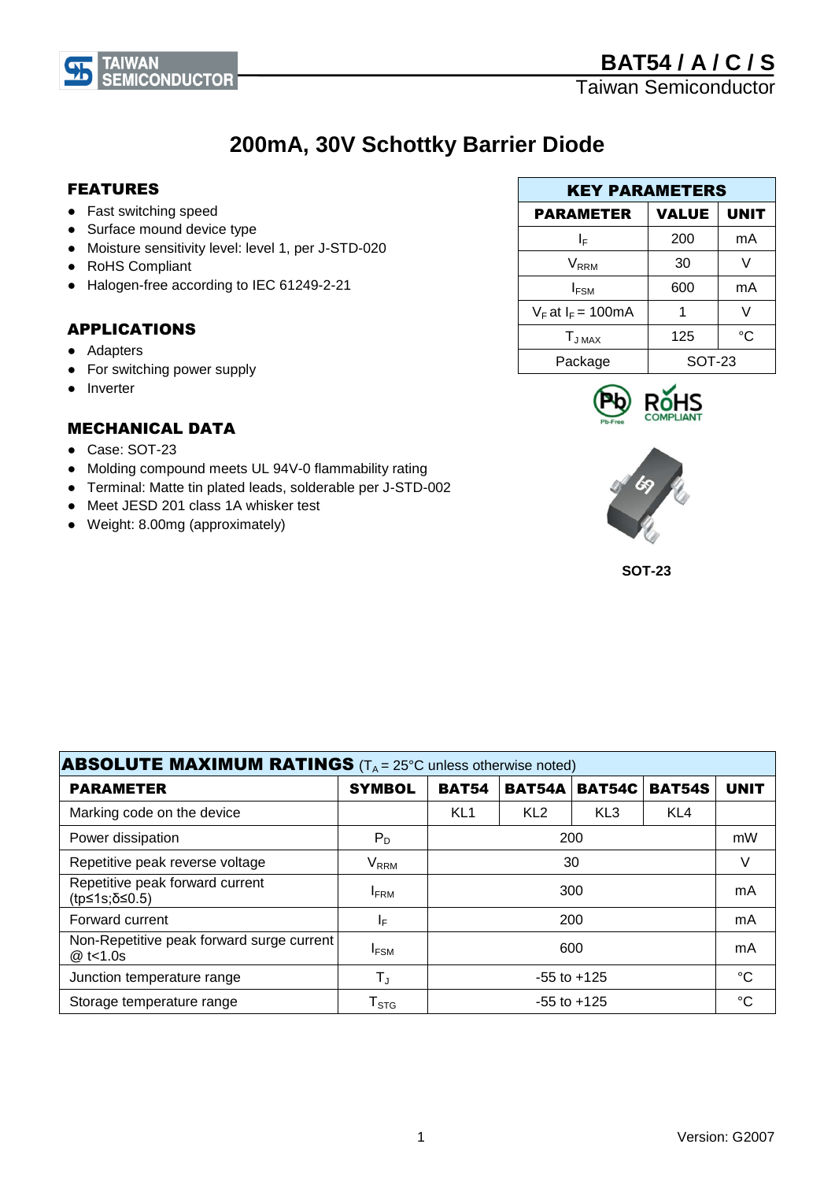# BAT54 / A / C / S

Taiwan Semiconductor

## 200mA, 30V Schottky Barrier Diode

### FEATURES

- Fast switching speed
- Surface mound device type
- Moisture sensitivity level: level 1, per J-STD-020
- RoHS Compliant
- Halogen-free according to IEC 61249-2-21

### APPLICATIONS

- Adapters
- For switching power supply
- Inverter

### MECHANICAL DATA

- Case: SOT-23
- Molding compound meets UL 94V-0 flammability rating
- Terminal: Matte tin plated leads, solderable per J-STD-002
- Meet JESD 201 class 1A whisker test
- Weight: 8.00mg (approximately)

| KEY PARAMETERS | | |
|---|---|---|
| **PARAMETER** | **VALUE** | **UNIT** |
| $I_F$ | 200 | mA |
| $V_{RRM}$ | 30 | V |
| $I_{FSM}$ | 600 | mA |
| $V_F$ at $I_F$ = 100mA | 1 | V |
| $T_{J\ MAX}$ | 125 | °C |
| Package | SOT-23 | |

SOT-23

### ABSOLUTE MAXIMUM RATINGS ($T_A$ = 25°C unless otherwise noted)

| PARAMETER | SYMBOL | BAT54 | BAT54A | BAT54C | BAT54S | UNIT |
|---|---|---|---|---|---|---|
| Marking code on the device | | KL1 | KL2 | KL3 | KL4 | |
| Power dissipation | $P_D$ | 200 | | | | mW |
| Repetitive peak reverse voltage | $V_{RRM}$ | 30 | | | | V |
| Repetitive peak forward current (tp≤1s;δ≤0.5) | $I_{FRM}$ | 300 | | | | mA |
| Forward current | $I_F$ | 200 | | | | mA |
| Non-Repetitive peak forward surge current @ t<1.0s | $I_{FSM}$ | 600 | | | | mA |
| Junction temperature range | $T_J$ | -55 to +125 | | | | °C |
| Storage temperature range | $T_{STG}$ | -55 to +125 | | | | °C |

Version: G2007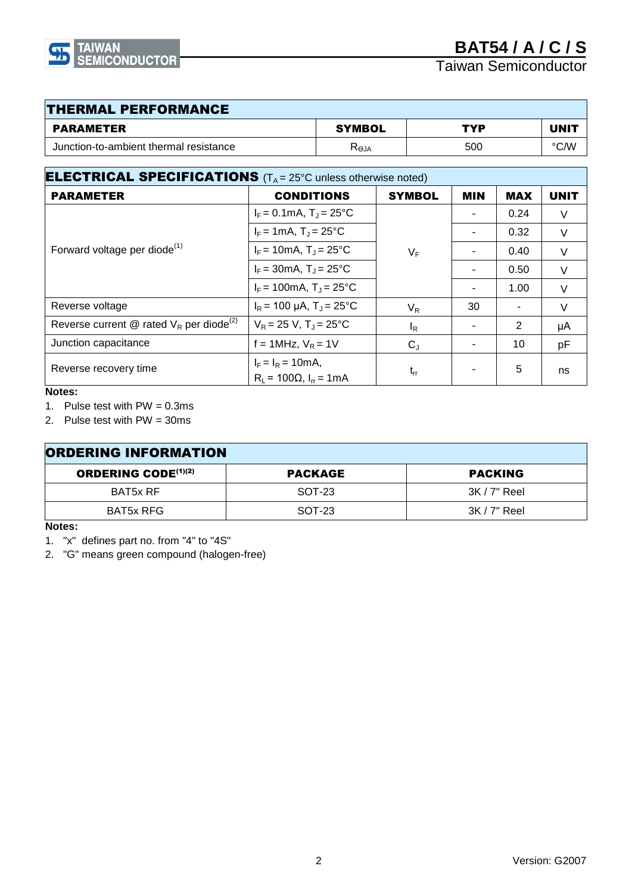## THERMAL PERFORMANCE

| PARAMETER | SYMBOL | TYP | UNIT |
|---|---|---|---|
| Junction-to-ambient thermal resistance | $R_{\Theta JA}$ | 500 | °C/W |

## ELECTRICAL SPECIFICATIONS ($T_A$ = 25°C unless otherwise noted)

| PARAMETER | CONDITIONS | SYMBOL | MIN | MAX | UNIT |
|---|---|---|---|---|---|
| Forward voltage per diode[1] | $I_F$ = 0.1mA, $T_J$ = 25°C | $V_F$ | - | 0.24 | V |
| | $I_F$ = 1mA, $T_J$ = 25°C | | - | 0.32 | V |
| | $I_F$ = 10mA, $T_J$ = 25°C | | - | 0.40 | V |
| | $I_F$ = 30mA, $T_J$ = 25°C | | - | 0.50 | V |
| | $I_F$ = 100mA, $T_J$ = 25°C | | - | 1.00 | V |
| Reverse voltage | $I_R$ = 100 μA, $T_J$ = 25°C | $V_R$ | 30 | - | V |
| Reverse current @ rated $V_R$ per diode[2] | $V_R$ = 25 V, $T_J$ = 25°C | $I_R$ | - | 2 | μA |
| Junction capacitance | f = 1MHz, $V_R$ = 1V | $C_J$ | - | 10 | pF |
| Reverse recovery time | $I_F$ = $I_R$ = 10mA, $R_L$ = 100Ω, $I_{rr}$ = 1mA | $t_{rr}$ | - | 5 | ns |

**Notes:**

1. Pulse test with PW = 0.3ms
2. Pulse test with PW = 30ms

## ORDERING INFORMATION

| ORDERING CODE[1][2] | PACKAGE | PACKING |
|---|---|---|
| BAT5x RF | SOT-23 | 3K / 7" Reel |
| BAT5x RFG | SOT-23 | 3K / 7" Reel |

**Notes:**

1. "x" defines part no. from "4" to "4S"
2. "G" means green compound (halogen-free)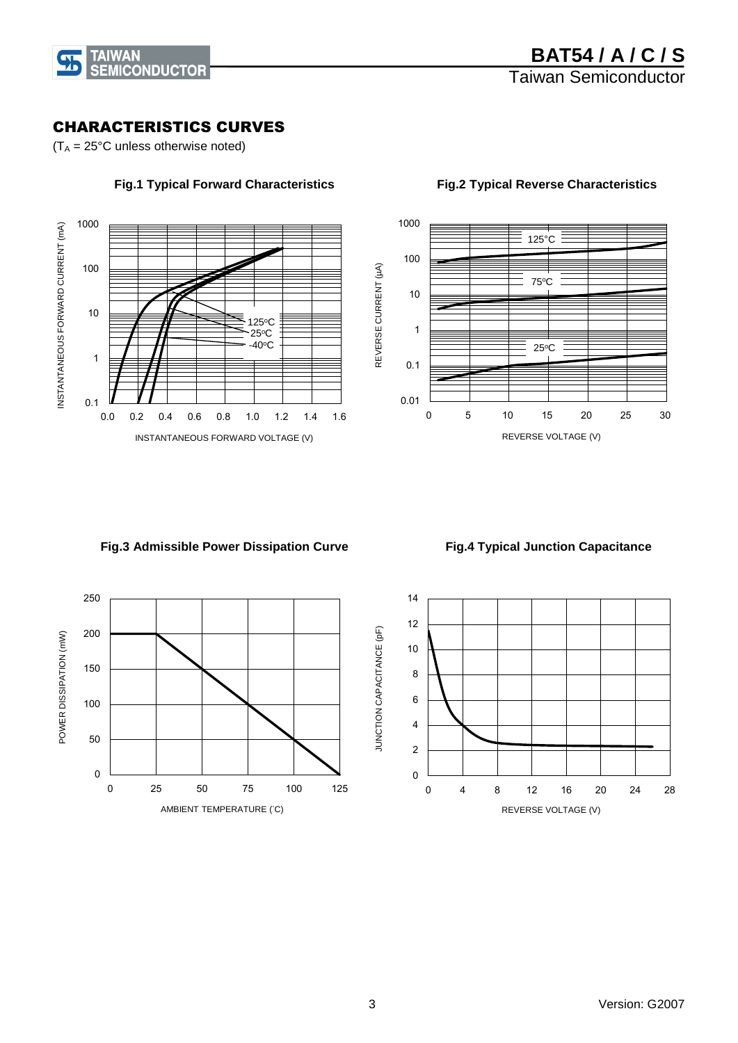## CHARACTERISTICS CURVES

($T_A$ = 25°C unless otherwise noted)

**Fig.1 Typical Forward Characteristics**

**Fig.2 Typical Reverse Characteristics**

**Fig.3 Admissible Power Dissipation Curve**

**Fig.4 Typical Junction Capacitance**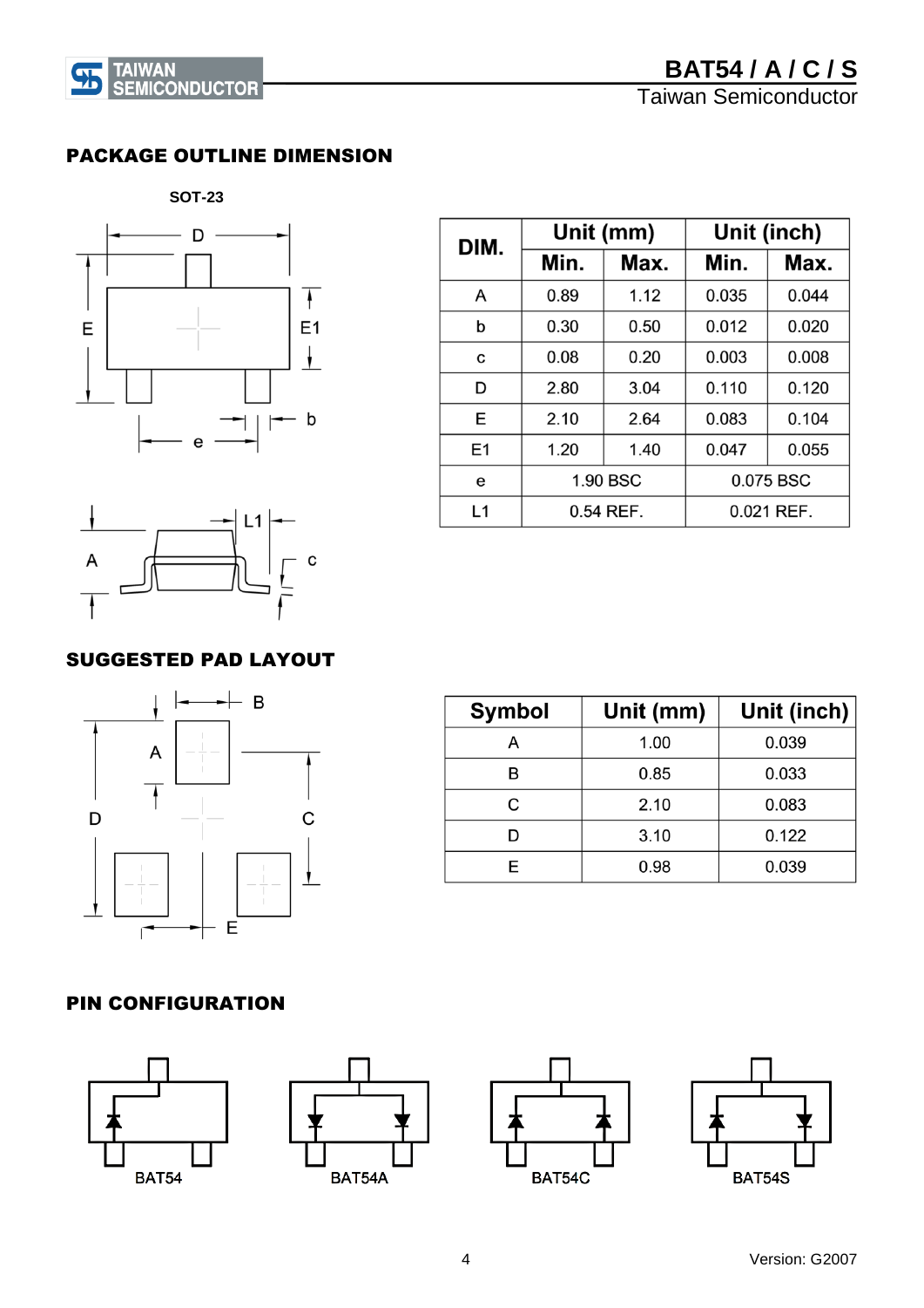## PACKAGE OUTLINE DIMENSION

SOT-23

| DIM. | Unit (mm) | | Unit (inch) | |
|---|---|---|---|---|
| | Min. | Max. | Min. | Max. |
| A | 0.89 | 1.12 | 0.035 | 0.044 |
| b | 0.30 | 0.50 | 0.012 | 0.020 |
| c | 0.08 | 0.20 | 0.003 | 0.008 |
| D | 2.80 | 3.04 | 0.110 | 0.120 |
| E | 2.10 | 2.64 | 0.083 | 0.104 |
| E1 | 1.20 | 1.40 | 0.047 | 0.055 |
| e | 1.90 BSC | | 0.075 BSC | |
| L1 | 0.54 REF. | | 0.021 REF. | |

## SUGGESTED PAD LAYOUT

| Symbol | Unit (mm) | Unit (inch) |
|---|---|---|
| A | 1.00 | 0.039 |
| B | 0.85 | 0.033 |
| C | 2.10 | 0.083 |
| D | 3.10 | 0.122 |
| E | 0.98 | 0.039 |

## PIN CONFIGURATION

BAT54 BAT54A BAT54C BAT54S

Version: G2007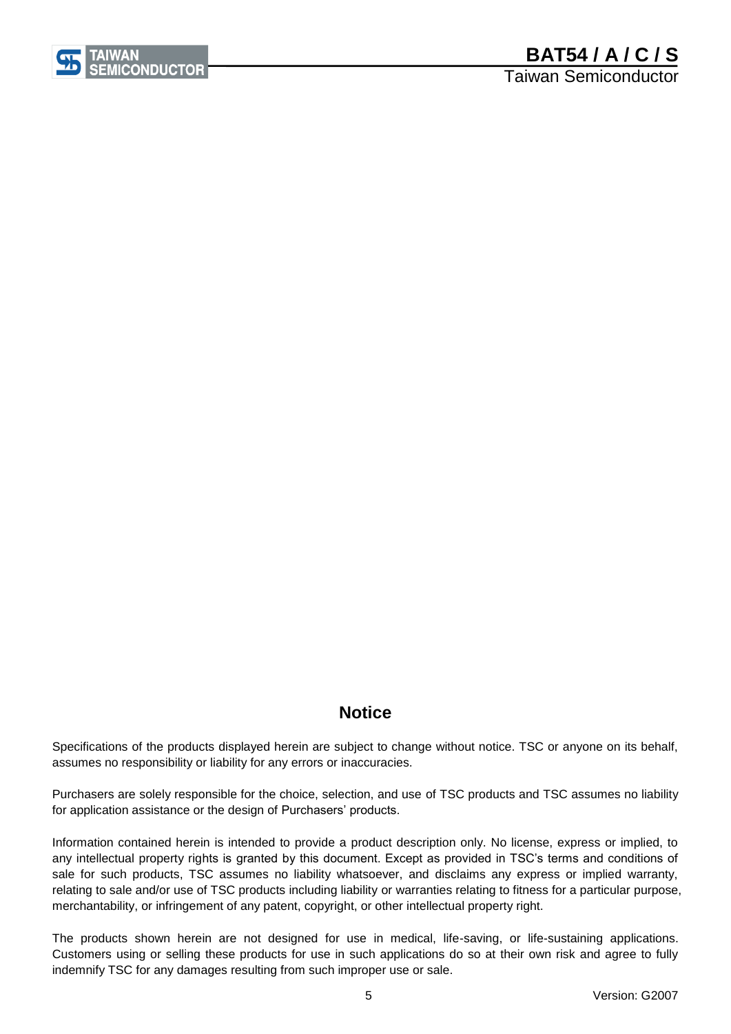## Notice

Specifications of the products displayed herein are subject to change without notice. TSC or anyone on its behalf, assumes no responsibility or liability for any errors or inaccuracies.

Purchasers are solely responsible for the choice, selection, and use of TSC products and TSC assumes no liability for application assistance or the design of Purchasers' products.

Information contained herein is intended to provide a product description only. No license, express or implied, to any intellectual property rights is granted by this document. Except as provided in TSC's terms and conditions of sale for such products, TSC assumes no liability whatsoever, and disclaims any express or implied warranty, relating to sale and/or use of TSC products including liability or warranties relating to fitness for a particular purpose, merchantability, or infringement of any patent, copyright, or other intellectual property right.

The products shown herein are not designed for use in medical, life-saving, or life-sustaining applications. Customers using or selling these products for use in such applications do so at their own risk and agree to fully indemnify TSC for any damages resulting from such improper use or sale.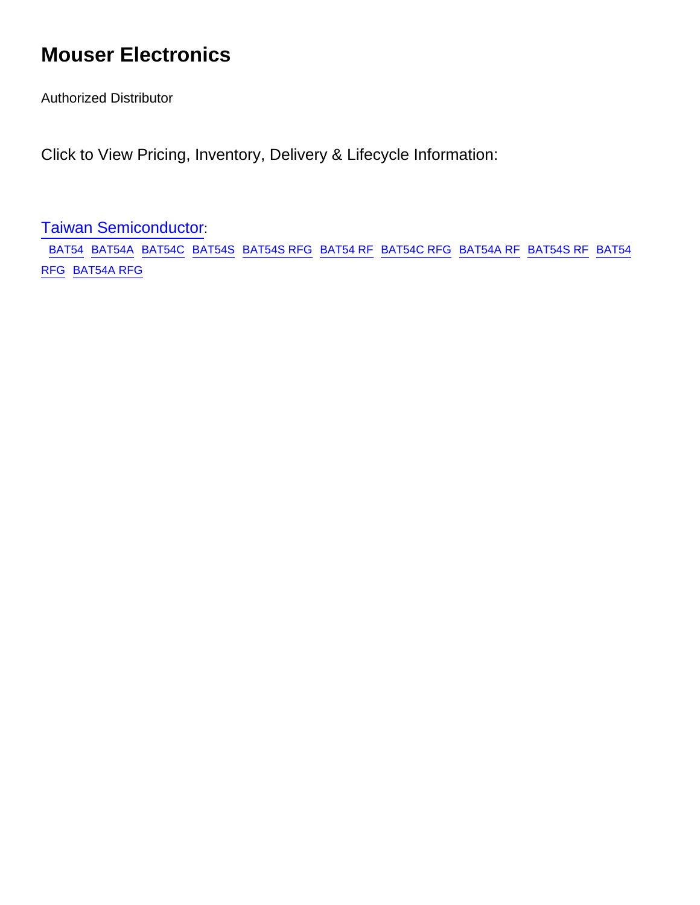# Mouser Electronics

Authorized Distributor

Click to View Pricing, Inventory, Delivery & Lifecycle Information:

Taiwan Semiconductor:

BAT54 BAT54A BAT54C BAT54S BAT54S RFG BAT54 RF BAT54C RFG BAT54A RF BAT54S RF BAT54 RFG BAT54A RFG